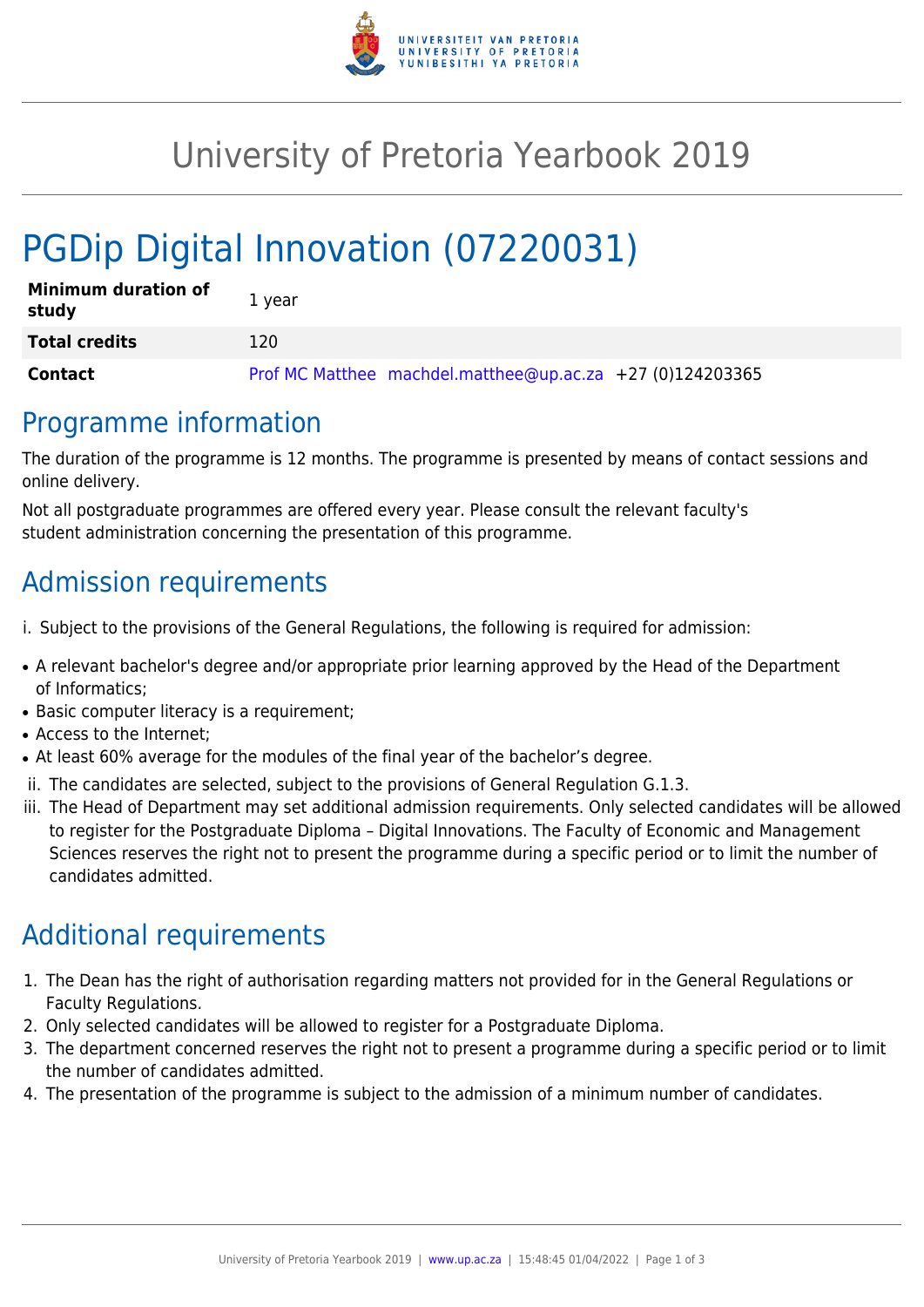# University of Pretoria Yearbook 2019

# PGDip Digital Innovation (07220031)

| **Minimum duration of study** | 1 year |
|---|---|
| **Total credits** | 120 |
| **Contact** | Prof MC Matthee machdel.matthee@up.ac.za +27 (0)124203365 |

## Programme information

The duration of the programme is 12 months. The programme is presented by means of contact sessions and online delivery.

Not all postgraduate programmes are offered every year. Please consult the relevant faculty's student administration concerning the presentation of this programme.

## Admission requirements

i. Subject to the provisions of the General Regulations, the following is required for admission:

- A relevant bachelor's degree and/or appropriate prior learning approved by the Head of the Department of Informatics;
- Basic computer literacy is a requirement;
- Access to the Internet;
- At least 60% average for the modules of the final year of the bachelor's degree.

ii. The candidates are selected, subject to the provisions of General Regulation G.1.3.

iii. The Head of Department may set additional admission requirements. Only selected candidates will be allowed to register for the Postgraduate Diploma – Digital Innovations. The Faculty of Economic and Management Sciences reserves the right not to present the programme during a specific period or to limit the number of candidates admitted.

## Additional requirements

1. The Dean has the right of authorisation regarding matters not provided for in the General Regulations or Faculty Regulations.
2. Only selected candidates will be allowed to register for a Postgraduate Diploma.
3. The department concerned reserves the right not to present a programme during a specific period or to limit the number of candidates admitted.
4. The presentation of the programme is subject to the admission of a minimum number of candidates.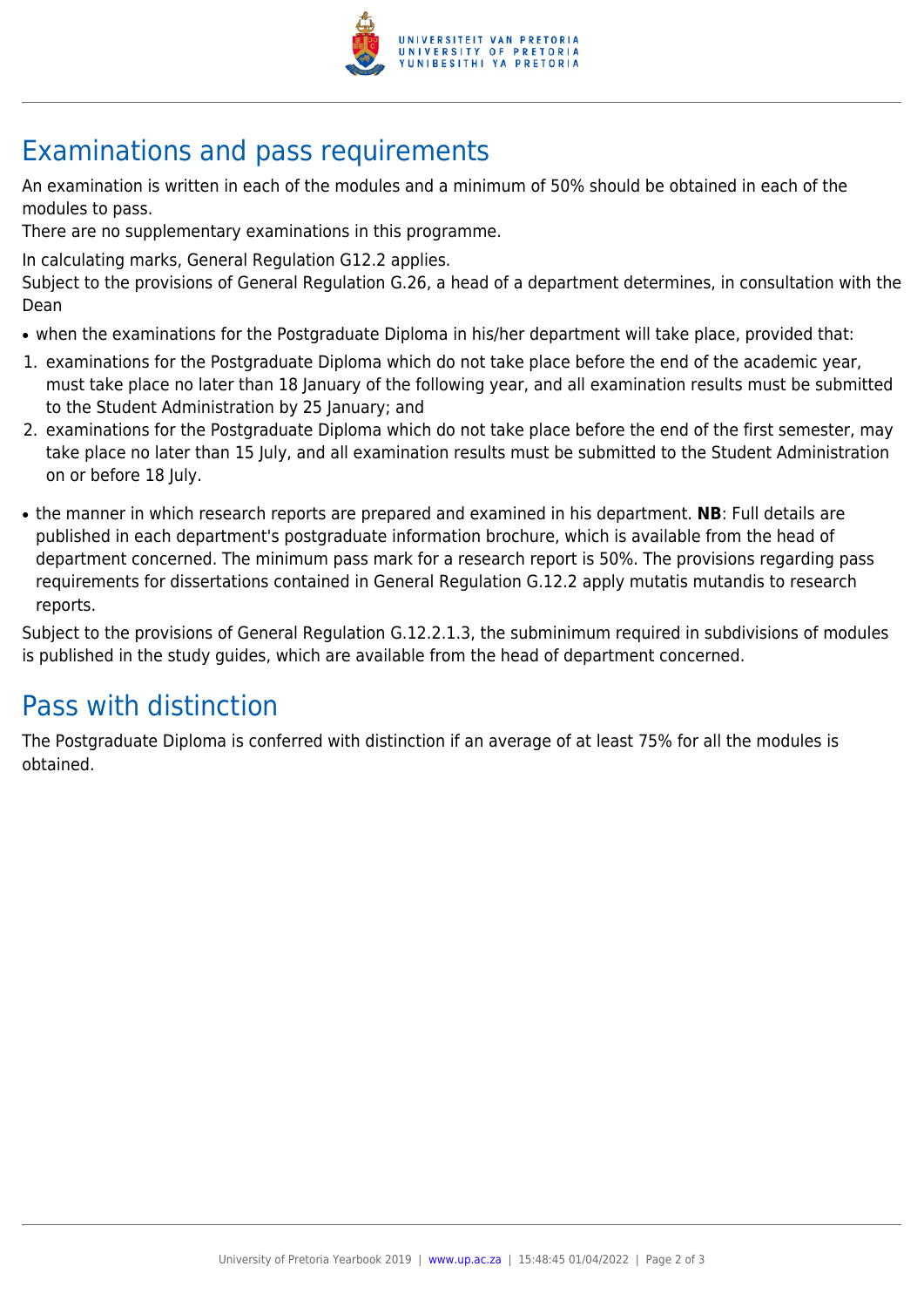## Examinations and pass requirements

An examination is written in each of the modules and a minimum of 50% should be obtained in each of the modules to pass.

There are no supplementary examinations in this programme.

In calculating marks, General Regulation G12.2 applies.

Subject to the provisions of General Regulation G.26, a head of a department determines, in consultation with the Dean

- when the examinations for the Postgraduate Diploma in his/her department will take place, provided that:

1. examinations for the Postgraduate Diploma which do not take place before the end of the academic year, must take place no later than 18 January of the following year, and all examination results must be submitted to the Student Administration by 25 January; and
2. examinations for the Postgraduate Diploma which do not take place before the end of the first semester, may take place no later than 15 July, and all examination results must be submitted to the Student Administration on or before 18 July.

- the manner in which research reports are prepared and examined in his department. **NB**: Full details are published in each department's postgraduate information brochure, which is available from the head of department concerned. The minimum pass mark for a research report is 50%. The provisions regarding pass requirements for dissertations contained in General Regulation G.12.2 apply mutatis mutandis to research reports.

Subject to the provisions of General Regulation G.12.2.1.3, the subminimum required in subdivisions of modules is published in the study guides, which are available from the head of department concerned.

## Pass with distinction

The Postgraduate Diploma is conferred with distinction if an average of at least 75% for all the modules is obtained.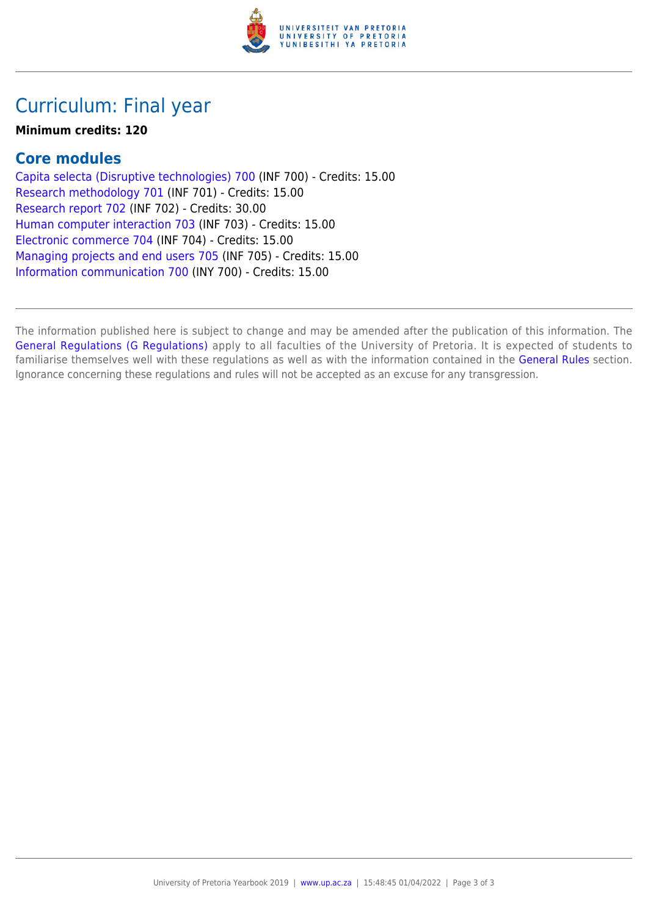# Curriculum: Final year

**Minimum credits: 120**

## Core modules

Capita selecta (Disruptive technologies) 700 (INF 700) - Credits: 15.00
Research methodology 701 (INF 701) - Credits: 15.00
Research report 702 (INF 702) - Credits: 30.00
Human computer interaction 703 (INF 703) - Credits: 15.00
Electronic commerce 704 (INF 704) - Credits: 15.00
Managing projects and end users 705 (INF 705) - Credits: 15.00
Information communication 700 (INY 700) - Credits: 15.00

The information published here is subject to change and may be amended after the publication of this information. The General Regulations (G Regulations) apply to all faculties of the University of Pretoria. It is expected of students to familiarise themselves well with these regulations as well as with the information contained in the General Rules section. Ignorance concerning these regulations and rules will not be accepted as an excuse for any transgression.